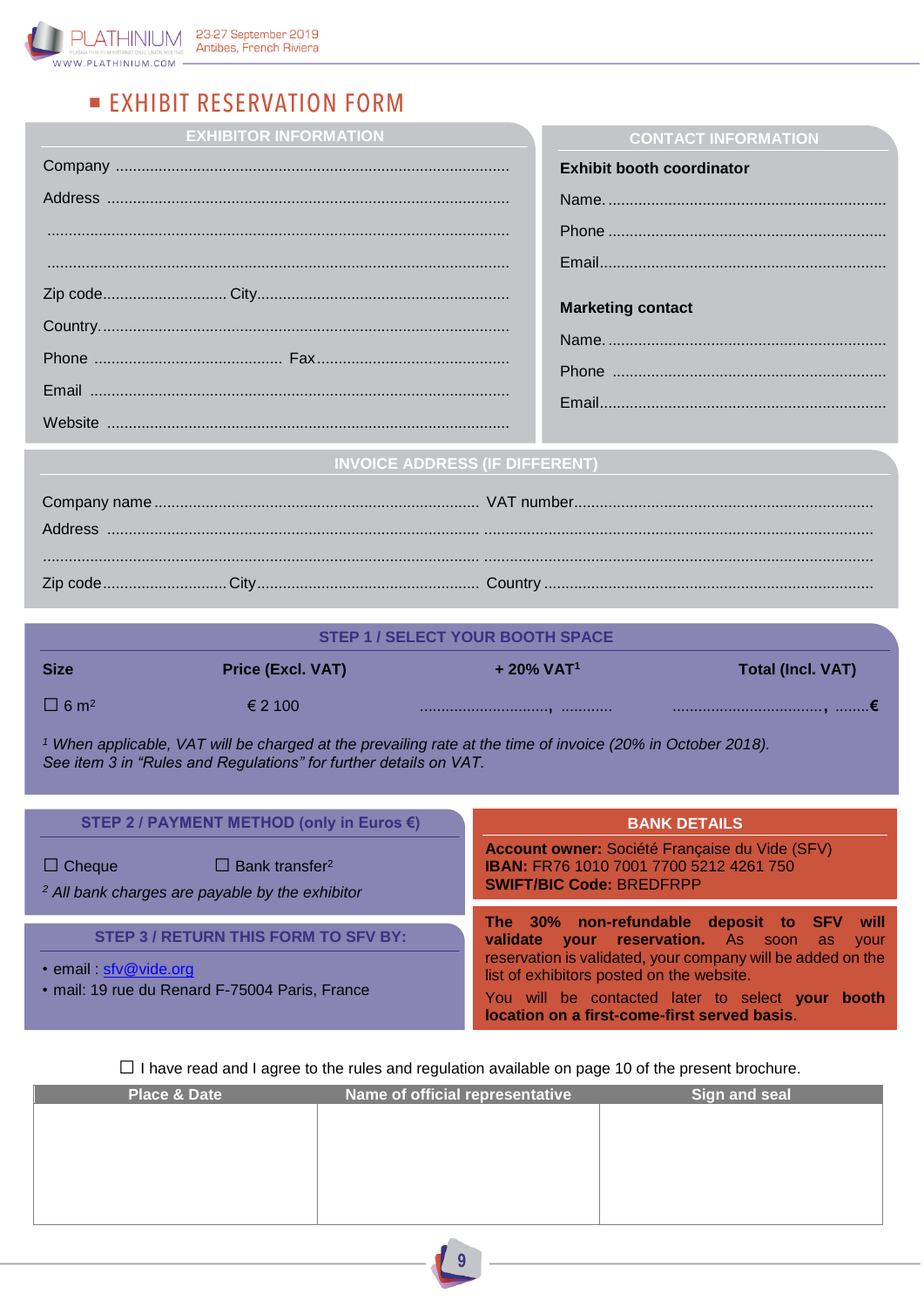# EXHIBIT RESERVATION FORM

## EXHIBITOR INFORMATION

Company ..........................................................................................

Address ..........................................................................................

..........................................................................................

..........................................................................................

Zip code............................ City..........................................................

Country..........................................................................................

Phone ........................................... Fax.............................................

Email ..........................................................................................

Website ..........................................................................................

## CONTACT INFORMATION

**Exhibit booth coordinator**

Name. ................................................................

Phone ................................................................

Email.................................................................

**Marketing contact**

Name. ................................................................

Phone ................................................................

Email.................................................................

## INVOICE ADDRESS (IF DIFFERENT)

Company name ......................................................................... VAT number....................................................................

Address ..........................................................................................................................................................................

..........................................................................................................................................................................

Zip code............................ City................................................... Country ...........................................................

## STEP 1 / SELECT YOUR BOOTH SPACE

| Size | Price (Excl. VAT) | + 20% VAT[1] | Total (Incl. VAT) |
|---|---|---|---|
| ☐ 6 m² | € 2 100 | ..............................., ............ | ...................................., ........€ |

*[1] When applicable, VAT will be charged at the prevailing rate at the time of invoice (20% in October 2018). See item 3 in "Rules and Regulations" for further details on VAT.*

## STEP 2 / PAYMENT METHOD (only in Euros €)

☐ Cheque ☐ Bank transfer[2]

*[2] All bank charges are payable by the exhibitor*

## BANK DETAILS

**Account owner:** Société Française du Vide (SFV)
**IBAN:** FR76 1010 7001 7700 5212 4261 750
**SWIFT/BIC Code:** BREDFRPP

## STEP 3 / RETURN THIS FORM TO SFV BY:

- email : sfv@vide.org
- mail: 19 rue du Renard F-75004 Paris, France

**The 30% non-refundable deposit to SFV will validate your reservation.** As soon as your reservation is validated, your company will be added on the list of exhibitors posted on the website.

You will be contacted later to select **your booth location on a first-come-first served basis**.

☐ I have read and I agree to the rules and regulation available on page 10 of the present brochure.

| Place & Date | Name of official representative | Sign and seal |
|---|---|---|
| | | |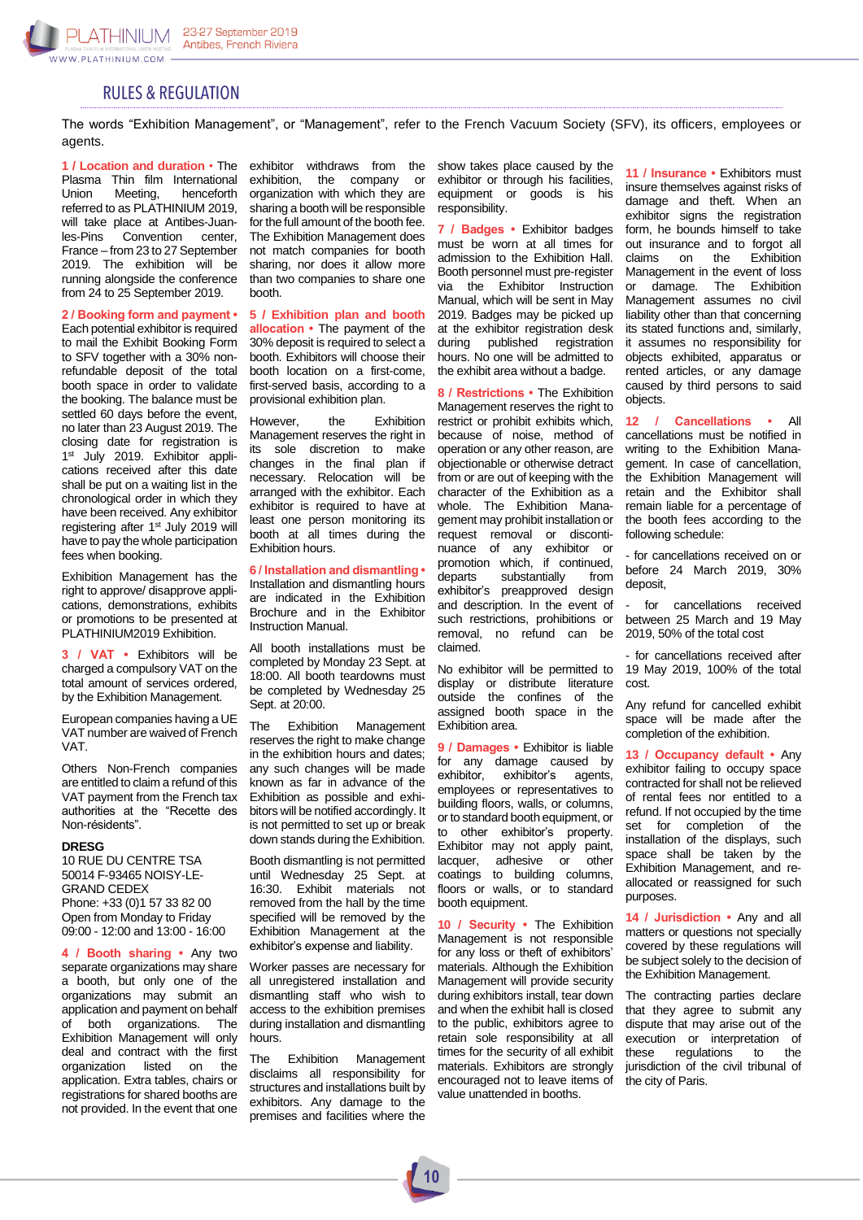## RULES & REGULATION

The words "Exhibition Management", or "Management", refer to the French Vacuum Society (SFV), its officers, employees or agents.

**1 / Location and duration** • The Plasma Thin film International Union Meeting, henceforth referred to as PLATHINIUM 2019, will take place at Antibes-Juan-les-Pins Convention center, France – from 23 to 27 September 2019. The exhibition will be running alongside the conference from 24 to 25 September 2019.

**2 / Booking form and payment** • Each potential exhibitor is required to mail the Exhibit Booking Form to SFV together with a 30% non-refundable deposit of the total booth space in order to validate the booking. The balance must be settled 60 days before the event, no later than 23 August 2019. The closing date for registration is 1st July 2019. Exhibitor applications received after this date shall be put on a waiting list in the chronological order in which they have been received. Any exhibitor registering after 1st July 2019 will have to pay the whole participation fees when booking.

Exhibition Management has the right to approve/ disapprove applications, demonstrations, exhibits or promotions to be presented at PLATHINIUM2019 Exhibition.

**3 / VAT** • Exhibitors will be charged a compulsory VAT on the total amount of services ordered, by the Exhibition Management.

European companies having a UE VAT number are waived of French VAT.

Others Non-French companies are entitled to claim a refund of this VAT payment from the French tax authorities at the "Recette des Non-résidents".

**DRESG**
10 RUE DU CENTRE TSA
50014 F-93465 NOISY-LE-GRAND CEDEX
Phone: +33 (0)1 57 33 82 00
Open from Monday to Friday
09:00 - 12:00 and 13:00 - 16:00

**4 / Booth sharing** • Any two separate organizations may share a booth, but only one of the organizations may submit an application and payment on behalf of both organizations. The Exhibition Management will only deal and contract with the first organization listed on the application. Extra tables, chairs or registrations for shared booths are not provided. In the event that one exhibitor withdraws from the exhibition, the company or organization with which they are sharing a booth will be responsible for the full amount of the booth fee. The Exhibition Management does not match companies for booth sharing, nor does it allow more than two companies to share one booth.

**5 / Exhibition plan and booth allocation** • The payment of the 30% deposit is required to select a booth. Exhibitors will choose their booth location on a first-come, first-served basis, according to a provisional exhibition plan.

However, the Exhibition Management reserves the right in its sole discretion to make changes in the final plan if necessary. Relocation will be arranged with the exhibitor. Each exhibitor is required to have at least one person monitoring its booth at all times during the Exhibition hours.

**6 / Installation and dismantling** • Installation and dismantling hours are indicated in the Exhibition Brochure and in the Exhibitor Instruction Manual.

All booth installations must be completed by Monday 23 Sept. at 18:00. All booth teardowns must be completed by Wednesday 25 Sept. at 20:00.

The Exhibition Management reserves the right to make change in the exhibition hours and dates; any such changes will be made known as far in advance of the Exhibition as possible and exhibitors will be notified accordingly. It is not permitted to set up or break down stands during the Exhibition.

Booth dismantling is not permitted until Wednesday 25 Sept. at 16:30. Exhibit materials not removed from the hall by the time specified will be removed by the Exhibition Management at the exhibitor's expense and liability.

Worker passes are necessary for all unregistered installation and dismantling staff who wish to access to the exhibition premises during installation and dismantling hours.

The Exhibition Management disclaims all responsibility for structures and installations built by exhibitors. Any damage to the premises and facilities where the show takes place caused by the exhibitor or through his facilities, equipment or goods is his responsibility.

**7 / Badges** • Exhibitor badges must be worn at all times for admission to the Exhibition Hall. Booth personnel must pre-register via the Exhibitor Instruction Manual, which will be sent in May 2019. Badges may be picked up at the exhibitor registration desk during published registration hours. No one will be admitted to the exhibit area without a badge.

**8 / Restrictions** • The Exhibition Management reserves the right to restrict or prohibit exhibits which, because of noise, method of operation or any other reason, are objectionable or otherwise detract from or are out of keeping with the character of the Exhibition as a whole. The Exhibition Management may prohibit installation or request removal or discontinuance of any exhibitor or promotion which, if continued, departs substantially from exhibitor's preapproved design and description. In the event of such restrictions, prohibitions or removal, no refund can be claimed.

No exhibitor will be permitted to display or distribute literature outside the confines of the assigned booth space in the Exhibition area.

**9 / Damages** • Exhibitor is liable for any damage caused by exhibitor, exhibitor's agents, employees or representatives to building floors, walls, or columns, or to standard booth equipment, or to other exhibitor's property. Exhibitor may not apply paint, lacquer, adhesive or other coatings to building columns, floors or walls, or to standard booth equipment.

**10 / Security** • The Exhibition Management is not responsible for any loss or theft of exhibitors' materials. Although the Exhibition Management will provide security during exhibitors install, tear down and when the exhibit hall is closed to the public, exhibitors agree to retain sole responsibility at all times for the security of all exhibit materials. Exhibitors are strongly encouraged not to leave items of value unattended in booths.

**11 / Insurance** • Exhibitors must insure themselves against risks of damage and theft. When an exhibitor signs the registration form, he bounds himself to take out insurance and to forgot all claims on the Exhibition Management in the event of loss or damage. The Exhibition Management assumes no civil liability other than that concerning its stated functions and, similarly, it assumes no responsibility for objects exhibited, apparatus or rented articles, or any damage caused by third persons to said objects.

**12 / Cancellations** • All cancellations must be notified in writing to the Exhibition Management. In case of cancellation, the Exhibition Management will retain and the Exhibitor shall remain liable for a percentage of the booth fees according to the following schedule:

- for cancellations received on or before 24 March 2019, 30% deposit,
- for cancellations received between 25 March and 19 May 2019, 50% of the total cost
- for cancellations received after 19 May 2019, 100% of the total cost.

Any refund for cancelled exhibit space will be made after the completion of the exhibition.

**13 / Occupancy default** • Any exhibitor failing to occupy space contracted for shall not be relieved of rental fees nor entitled to a refund. If not occupied by the time set for completion of the installation of the displays, such space shall be taken by the Exhibition Management, and re-allocated or reassigned for such purposes.

**14 / Jurisdiction** • Any and all matters or questions not specially covered by these regulations will be subject solely to the decision of the Exhibition Management.

The contracting parties declare that they agree to submit any dispute that may arise out of the execution or interpretation of these regulations to the jurisdiction of the civil tribunal of the city of Paris.